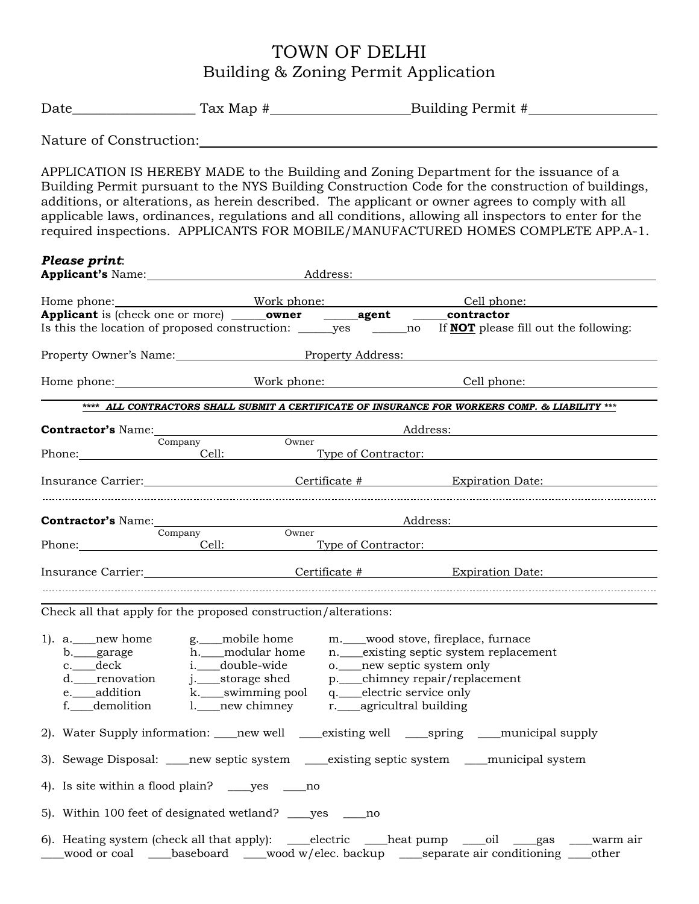# TOWN OF DELHI

## Building & Zoning Permit Application

Date__________________ Tax Map #____________________ Building Permit #__________________

Nature of Construction: ________________________________________________________________

APPLICATION IS HEREBY MADE to the Building and Zoning Department for the issuance of a Building Permit pursuant to the NYS Building Construction Code for the construction of buildings, additions, or alterations, as herein described. The applicant or owner agrees to comply with all applicable laws, ordinances, regulations and all conditions, allowing all inspectors to enter for the required inspections. APPLICANTS FOR MOBILE/MANUFACTURED HOMES COMPLETE APP.A-1.

***Please print***:

**Applicant's** Name:_________________________ Address:_________________________________

Home phone:_________________ Work phone:_________________ Cell phone:_________________

**Applicant** is (check one or more) ______**owner** ______**agent** ______**contractor**

Is this the location of proposed construction: ______yes ______no If **NOT** please fill out the following:

Property Owner's Name:_________________________ Property Address:_________________________

Home phone:_________________ Work phone:_________________ Cell phone:_________________

***\*\*\*\* ALL CONTRACTORS SHALL SUBMIT A CERTIFICATE OF INSURANCE FOR WORKERS COMP. & LIABILITY \*\*\****

**Contractor's** Name:_________________________________ Address:_________________________
Company Owner

Phone:_________________ Cell:_________________ Type of Contractor:_________________________

Insurance Carrier:_________________ Certificate #_________________ Expiration Date:_________________

**Contractor's** Name:_________________________________ Address:_________________________
Company Owner

Phone:_________________ Cell:_________________ Type of Contractor:_________________________

Insurance Carrier:_________________ Certificate #_________________ Expiration Date:_________________

Check all that apply for the proposed construction/alterations:

1). a.____new home g.____mobile home m.____wood stove, fireplace, furnace
b.____garage h.____modular home n.____existing septic system replacement
c.____deck i.____double-wide o.____new septic system only
d.____renovation j.____storage shed p.____chimney repair/replacement
e.____addition k.____swimming pool q.____electric service only
f.____demolition l.____new chimney r.____agricultral building

2). Water Supply information: ____new well ____existing well ____spring ____municipal supply

3). Sewage Disposal: ____new septic system ____existing septic system ____municipal system

4). Is site within a flood plain? ____yes ____no

5). Within 100 feet of designated wetland? ____yes ____no

6). Heating system (check all that apply): ____electric ____heat pump ____oil ____gas ____warm air ____wood or coal ____baseboard ____wood w/elec. backup ____separate air conditioning ____other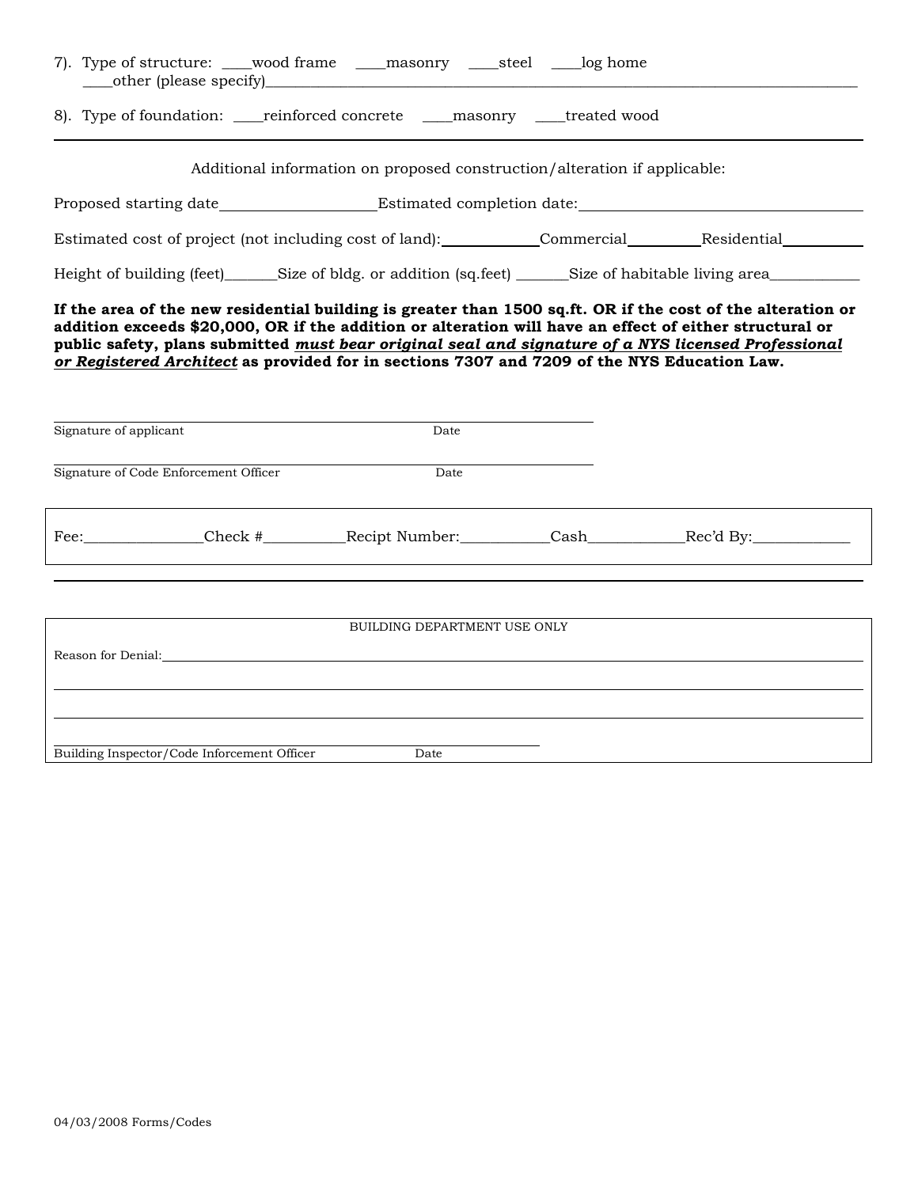7). Type of structure: ____wood frame ____masonry ____steel ____log home
____other (please specify)________________________________________________________________

8). Type of foundation: ____reinforced concrete ____masonry ____treated wood

---

Additional information on proposed construction/alteration if applicable:

Proposed starting date____________________ Estimated completion date:________________________________

Estimated cost of project (not including cost of land):____________ Commercial_________ Residential__________

Height of building (feet)_______ Size of bldg. or addition (sq.feet) _______ Size of habitable living area___________

**If the area of the new residential building is greater than 1500 sq.ft. OR if the cost of the alteration or addition exceeds $20,000, OR if the addition or alteration will have an effect of either structural or public safety, plans submitted *<u>must bear original seal and signature of a NYS licensed Professional or Registered Architect</u>* as provided for in sections 7307 and 7209 of the NYS Education Law.**

______________________________________________________________
Signature of applicant Date

______________________________________________________________
Signature of Code Enforcement Officer Date

Fee:_______________ Check #__________ Recipt Number:___________ Cash____________ Rec'd By:____________

---

BUILDING DEPARTMENT USE ONLY

Reason for Denial:________________________________________________________________

________________________________________________________________

________________________________________________________________

______________________________________________________________
Building Inspector/Code Inforcement Officer Date

04/03/2008 Forms/Codes